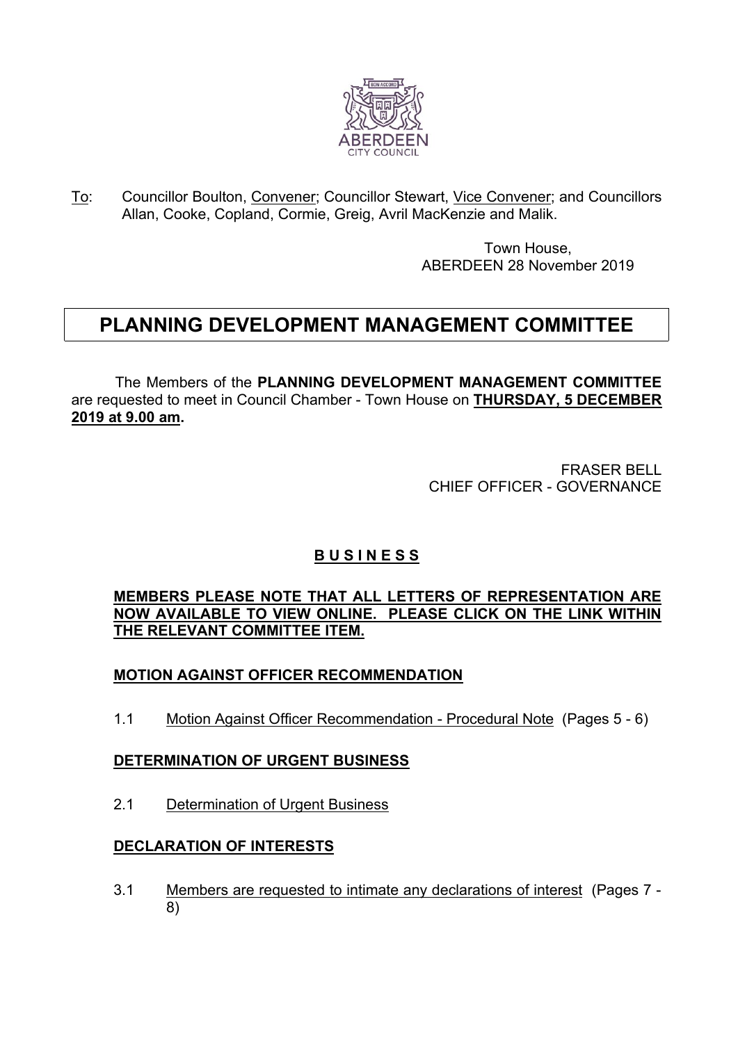To: Councillor Boulton, Convener; Councillor Stewart, Vice Convener; and Councillors Allan, Cooke, Copland, Cormie, Greig, Avril MacKenzie and Malik.

Town House,
ABERDEEN 28 November 2019

# PLANNING DEVELOPMENT MANAGEMENT COMMITTEE

The Members of the **PLANNING DEVELOPMENT MANAGEMENT COMMITTEE** are requested to meet in Council Chamber - Town House on **THURSDAY, 5 DECEMBER 2019 at 9.00 am.**

FRASER BELL
CHIEF OFFICER - GOVERNANCE

## B U S I N E S S

**MEMBERS PLEASE NOTE THAT ALL LETTERS OF REPRESENTATION ARE NOW AVAILABLE TO VIEW ONLINE. PLEASE CLICK ON THE LINK WITHIN THE RELEVANT COMMITTEE ITEM.**

**MOTION AGAINST OFFICER RECOMMENDATION**

1.1 Motion Against Officer Recommendation - Procedural Note (Pages 5 - 6)

**DETERMINATION OF URGENT BUSINESS**

2.1 Determination of Urgent Business

**DECLARATION OF INTERESTS**

3.1 Members are requested to intimate any declarations of interest (Pages 7 - 8)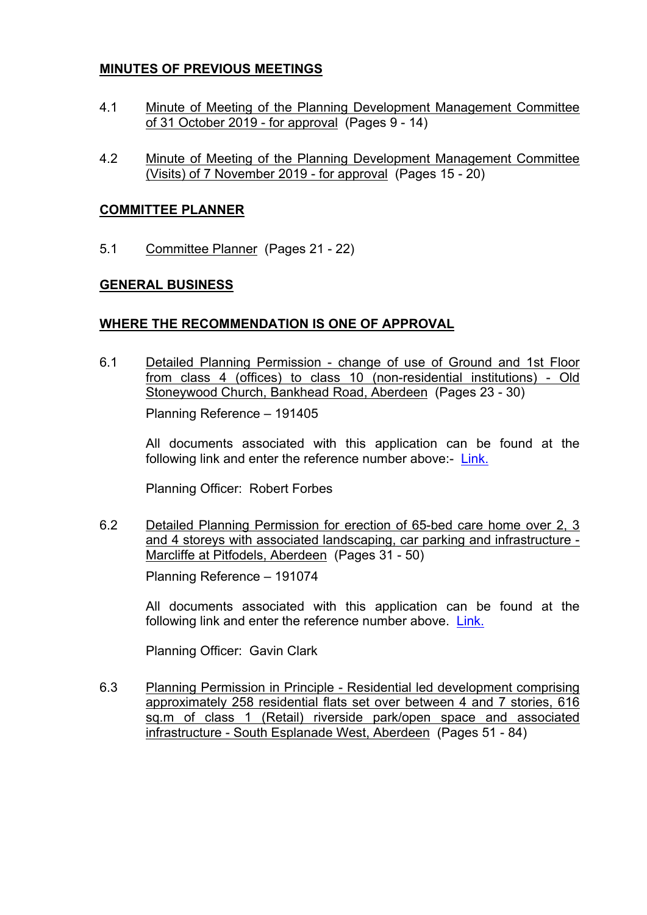## MINUTES OF PREVIOUS MEETINGS

4.1 Minute of Meeting of the Planning Development Management Committee of 31 October 2019 - for approval (Pages 9 - 14)

4.2 Minute of Meeting of the Planning Development Management Committee (Visits) of 7 November 2019 - for approval (Pages 15 - 20)

## COMMITTEE PLANNER

5.1 Committee Planner (Pages 21 - 22)

## GENERAL BUSINESS

## WHERE THE RECOMMENDATION IS ONE OF APPROVAL

6.1 Detailed Planning Permission - change of use of Ground and 1st Floor from class 4 (offices) to class 10 (non-residential institutions) - Old Stoneywood Church, Bankhead Road, Aberdeen (Pages 23 - 30)

Planning Reference – 191405

All documents associated with this application can be found at the following link and enter the reference number above:- Link.

Planning Officer: Robert Forbes

6.2 Detailed Planning Permission for erection of 65-bed care home over 2, 3 and 4 storeys with associated landscaping, car parking and infrastructure - Marcliffe at Pitfodels, Aberdeen (Pages 31 - 50)

Planning Reference – 191074

All documents associated with this application can be found at the following link and enter the reference number above. Link.

Planning Officer: Gavin Clark

6.3 Planning Permission in Principle - Residential led development comprising approximately 258 residential flats set over between 4 and 7 stories, 616 sq.m of class 1 (Retail) riverside park/open space and associated infrastructure - South Esplanade West, Aberdeen (Pages 51 - 84)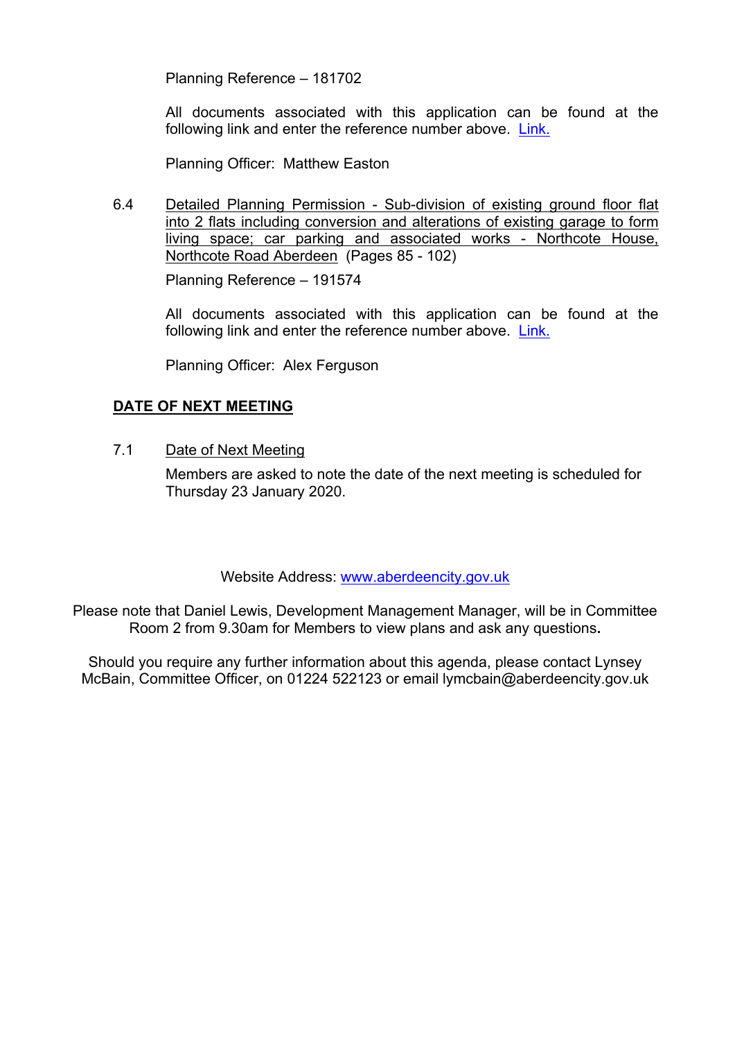Planning Reference – 181702

All documents associated with this application can be found at the following link and enter the reference number above. Link.

Planning Officer: Matthew Easton

6.4 Detailed Planning Permission - Sub-division of existing ground floor flat into 2 flats including conversion and alterations of existing garage to form living space; car parking and associated works - Northcote House, Northcote Road Aberdeen (Pages 85 - 102)

Planning Reference – 191574

All documents associated with this application can be found at the following link and enter the reference number above. Link.

Planning Officer: Alex Ferguson

## DATE OF NEXT MEETING

7.1 Date of Next Meeting

Members are asked to note the date of the next meeting is scheduled for Thursday 23 January 2020.

Website Address: www.aberdeencity.gov.uk

Please note that Daniel Lewis, Development Management Manager, will be in Committee Room 2 from 9.30am for Members to view plans and ask any questions.

Should you require any further information about this agenda, please contact Lynsey McBain, Committee Officer, on 01224 522123 or email lymcbain@aberdeencity.gov.uk